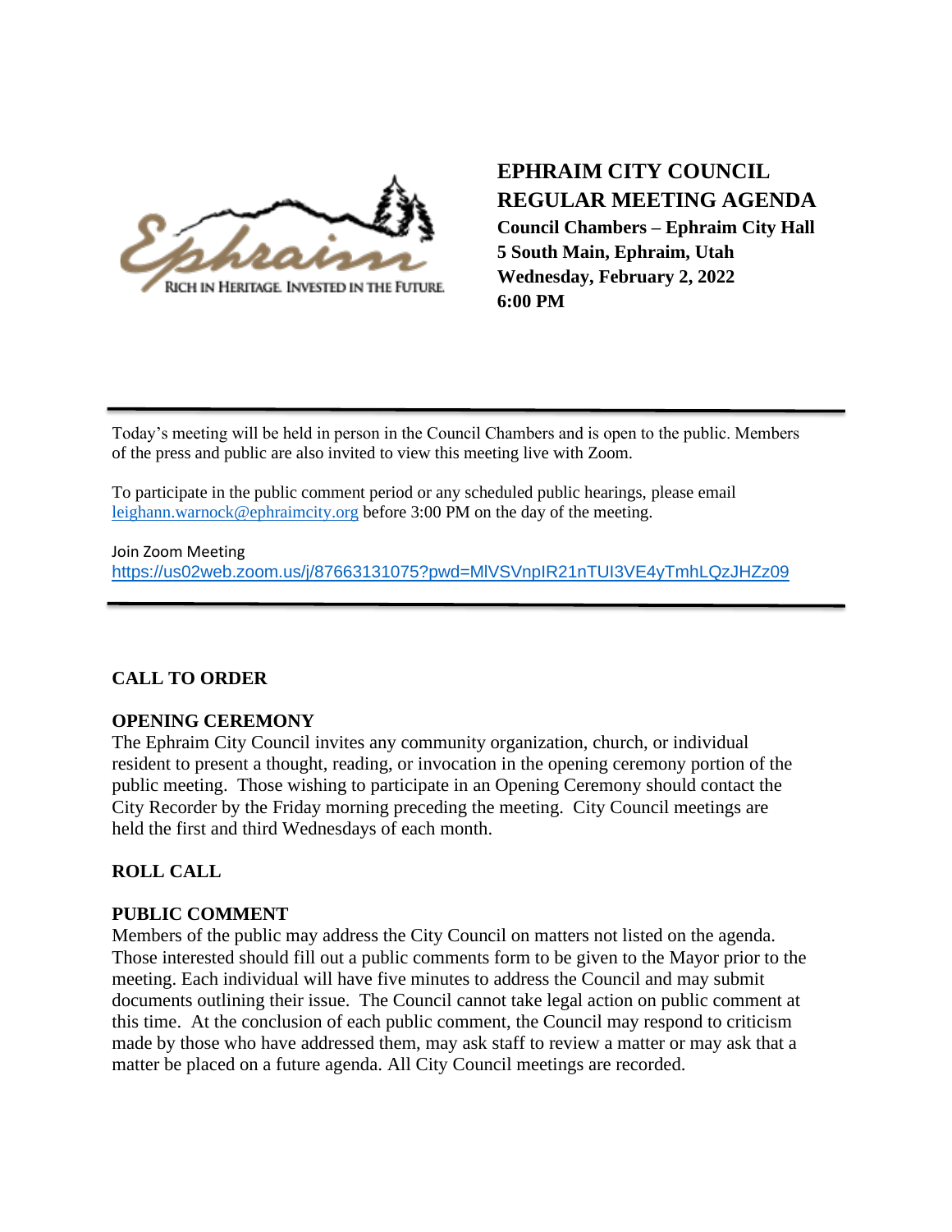# EPHRAIM CITY COUNCIL REGULAR MEETING AGENDA

**Council Chambers – Ephraim City Hall**
**5 South Main, Ephraim, Utah**
**Wednesday, February 2, 2022**
**6:00 PM**

Ephraim
RICH IN HERITAGE. INVESTED IN THE FUTURE.

---

Today's meeting will be held in person in the Council Chambers and is open to the public. Members of the press and public are also invited to view this meeting live with Zoom.

To participate in the public comment period or any scheduled public hearings, please email leighann.warnock@ephraimcity.org before 3:00 PM on the day of the meeting.

Join Zoom Meeting
https://us02web.zoom.us/j/87663131075?pwd=MlVSVnpIR21nTUI3VE4yTmhLQzJHZz09

---

## CALL TO ORDER

## OPENING CEREMONY

The Ephraim City Council invites any community organization, church, or individual resident to present a thought, reading, or invocation in the opening ceremony portion of the public meeting. Those wishing to participate in an Opening Ceremony should contact the City Recorder by the Friday morning preceding the meeting. City Council meetings are held the first and third Wednesdays of each month.

## ROLL CALL

## PUBLIC COMMENT

Members of the public may address the City Council on matters not listed on the agenda. Those interested should fill out a public comments form to be given to the Mayor prior to the meeting. Each individual will have five minutes to address the Council and may submit documents outlining their issue. The Council cannot take legal action on public comment at this time. At the conclusion of each public comment, the Council may respond to criticism made by those who have addressed them, may ask staff to review a matter or may ask that a matter be placed on a future agenda. All City Council meetings are recorded.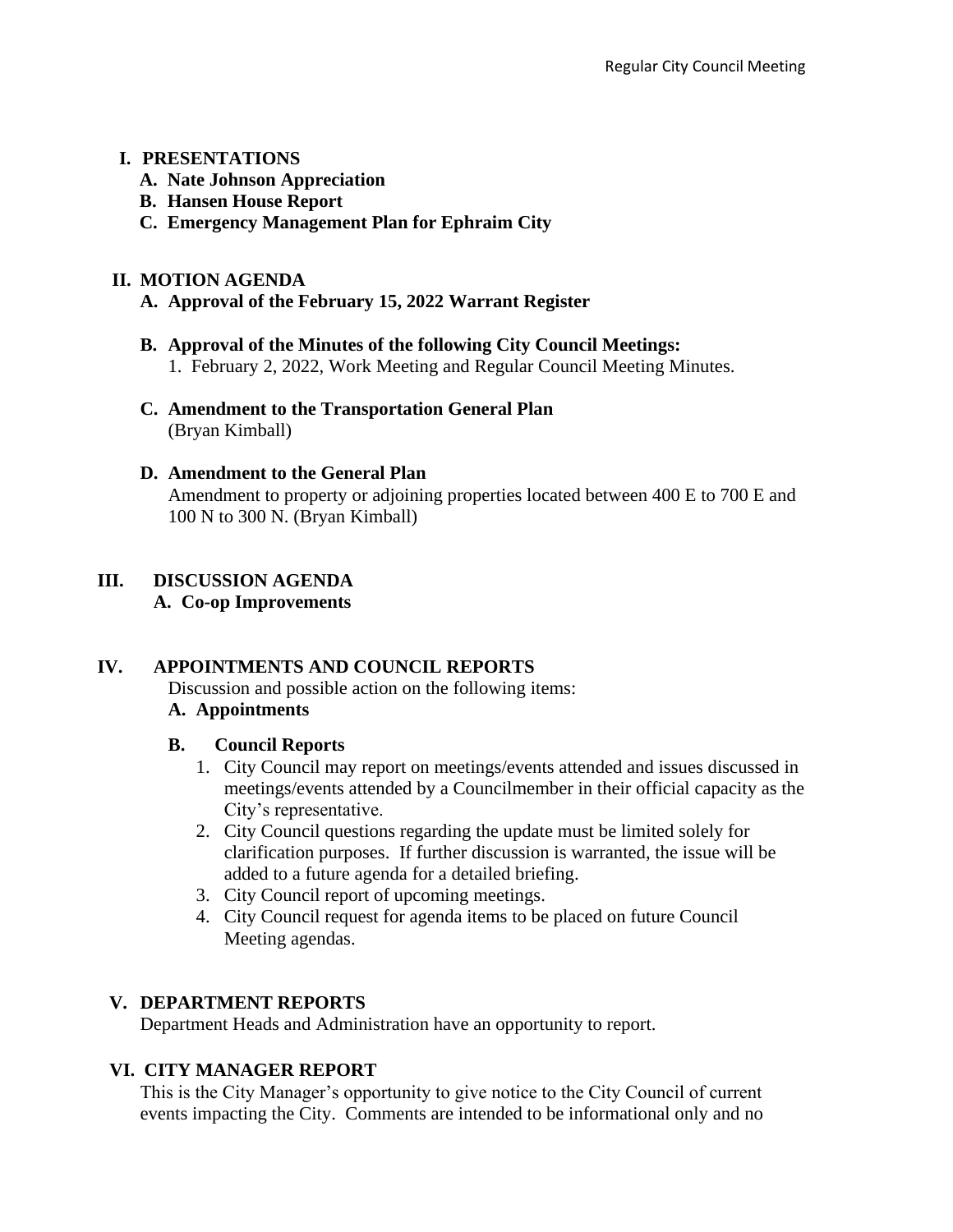## I. PRESENTATIONS

**A. Nate Johnson Appreciation**

**B. Hansen House Report**

**C. Emergency Management Plan for Ephraim City**

## II. MOTION AGENDA

**A. Approval of the February 15, 2022 Warrant Register**

**B. Approval of the Minutes of the following City Council Meetings:**

1. February 2, 2022, Work Meeting and Regular Council Meeting Minutes.

**C. Amendment to the Transportation General Plan**
(Bryan Kimball)

**D. Amendment to the General Plan**
Amendment to property or adjoining properties located between 400 E to 700 E and 100 N to 300 N. (Bryan Kimball)

## III. DISCUSSION AGENDA

**A. Co-op Improvements**

## IV. APPOINTMENTS AND COUNCIL REPORTS

Discussion and possible action on the following items:

**A. Appointments**

**B. Council Reports**

1. City Council may report on meetings/events attended and issues discussed in meetings/events attended by a Councilmember in their official capacity as the City's representative.
2. City Council questions regarding the update must be limited solely for clarification purposes. If further discussion is warranted, the issue will be added to a future agenda for a detailed briefing.
3. City Council report of upcoming meetings.
4. City Council request for agenda items to be placed on future Council Meeting agendas.

## V. DEPARTMENT REPORTS

Department Heads and Administration have an opportunity to report.

## VI. CITY MANAGER REPORT

This is the City Manager's opportunity to give notice to the City Council of current events impacting the City. Comments are intended to be informational only and no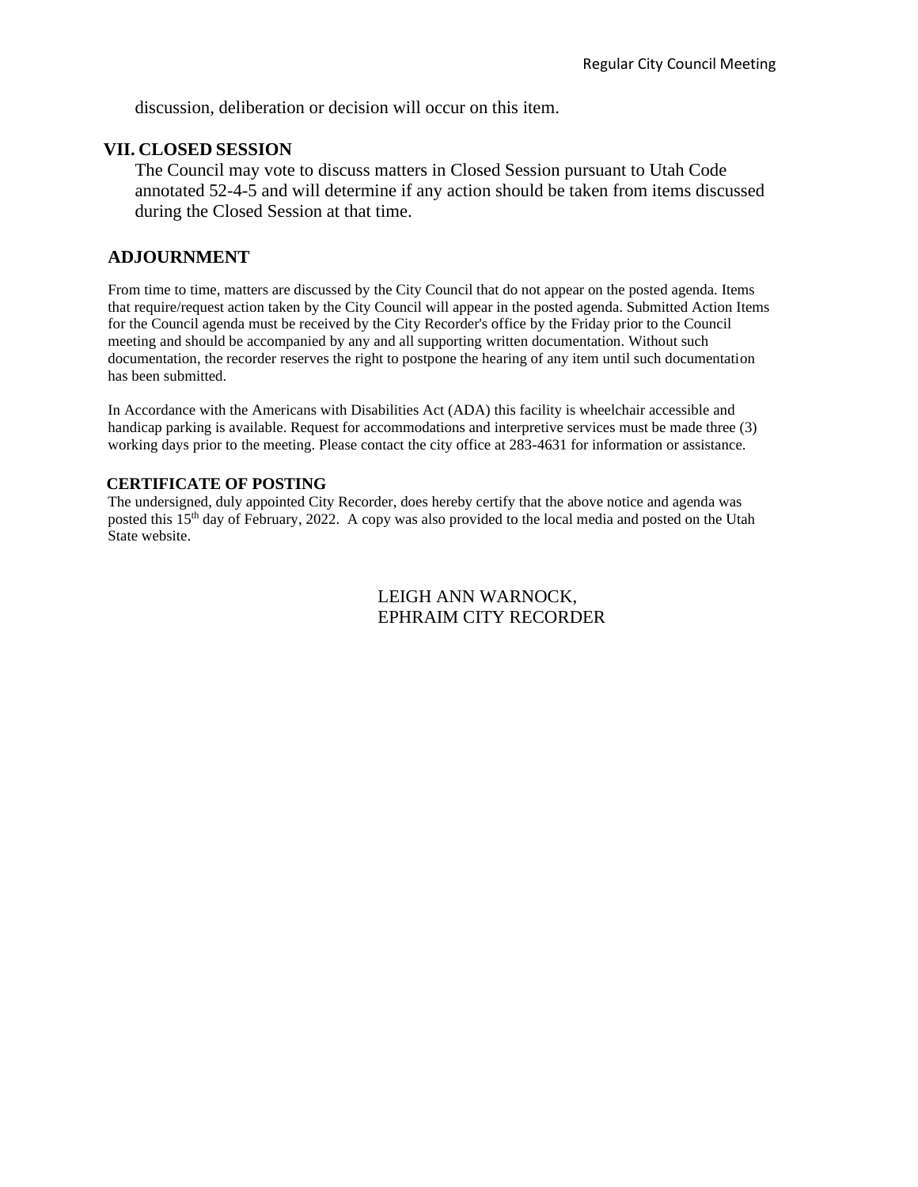discussion, deliberation or decision will occur on this item.

## VII. CLOSED SESSION

The Council may vote to discuss matters in Closed Session pursuant to Utah Code annotated 52-4-5 and will determine if any action should be taken from items discussed during the Closed Session at that time.

## ADJOURNMENT

From time to time, matters are discussed by the City Council that do not appear on the posted agenda. Items that require/request action taken by the City Council will appear in the posted agenda. Submitted Action Items for the Council agenda must be received by the City Recorder's office by the Friday prior to the Council meeting and should be accompanied by any and all supporting written documentation. Without such documentation, the recorder reserves the right to postpone the hearing of any item until such documentation has been submitted.

In Accordance with the Americans with Disabilities Act (ADA) this facility is wheelchair accessible and handicap parking is available. Request for accommodations and interpretive services must be made three (3) working days prior to the meeting. Please contact the city office at 283-4631 for information or assistance.

**CERTIFICATE OF POSTING**

The undersigned, duly appointed City Recorder, does hereby certify that the above notice and agenda was posted this 15th day of February, 2022. A copy was also provided to the local media and posted on the Utah State website.

LEIGH ANN WARNOCK,
EPHRAIM CITY RECORDER